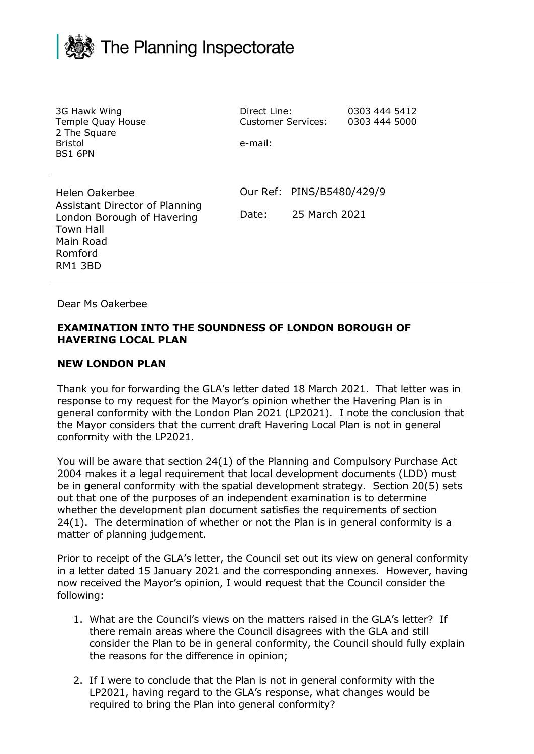The Planning Inspectorate

3G Hawk Wing
Temple Quay House
2 The Square
Bristol
BS1 6PN

Direct Line: 0303 444 5412
Customer Services: 0303 444 5000

e-mail:

Helen Oakerbee
Assistant Director of Planning
London Borough of Havering
Town Hall
Main Road
Romford
RM1 3BD

Our Ref: PINS/B5480/429/9

Date: 25 March 2021

Dear Ms Oakerbee

**EXAMINATION INTO THE SOUNDNESS OF LONDON BOROUGH OF HAVERING LOCAL PLAN**

**NEW LONDON PLAN**

Thank you for forwarding the GLA's letter dated 18 March 2021. That letter was in response to my request for the Mayor's opinion whether the Havering Plan is in general conformity with the London Plan 2021 (LP2021). I note the conclusion that the Mayor considers that the current draft Havering Local Plan is not in general conformity with the LP2021.

You will be aware that section 24(1) of the Planning and Compulsory Purchase Act 2004 makes it a legal requirement that local development documents (LDD) must be in general conformity with the spatial development strategy. Section 20(5) sets out that one of the purposes of an independent examination is to determine whether the development plan document satisfies the requirements of section 24(1). The determination of whether or not the Plan is in general conformity is a matter of planning judgement.

Prior to receipt of the GLA's letter, the Council set out its view on general conformity in a letter dated 15 January 2021 and the corresponding annexes. However, having now received the Mayor's opinion, I would request that the Council consider the following:

1. What are the Council's views on the matters raised in the GLA's letter? If there remain areas where the Council disagrees with the GLA and still consider the Plan to be in general conformity, the Council should fully explain the reasons for the difference in opinion;

2. If I were to conclude that the Plan is not in general conformity with the LP2021, having regard to the GLA's response, what changes would be required to bring the Plan into general conformity?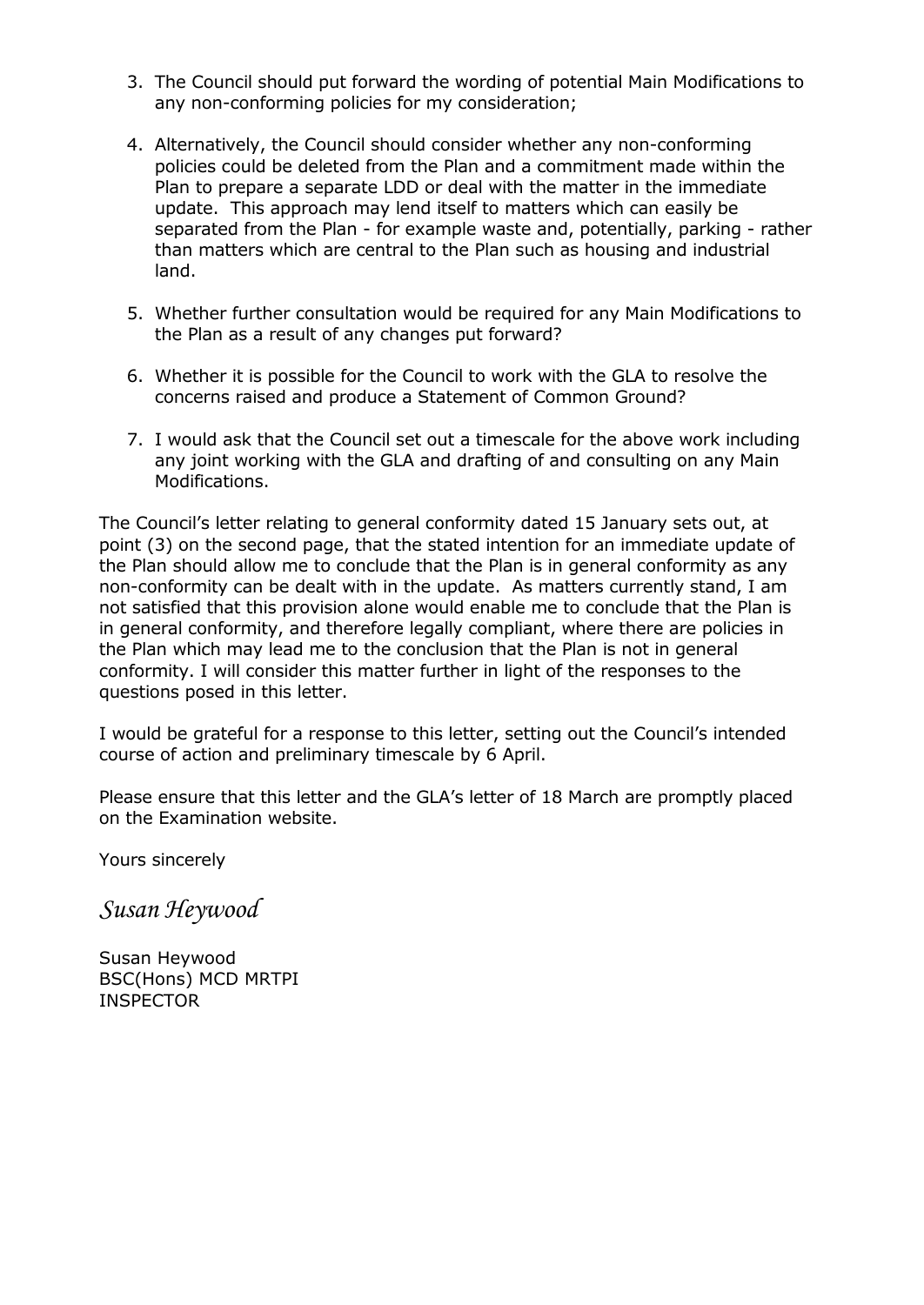3. The Council should put forward the wording of potential Main Modifications to any non-conforming policies for my consideration;

4. Alternatively, the Council should consider whether any non-conforming policies could be deleted from the Plan and a commitment made within the Plan to prepare a separate LDD or deal with the matter in the immediate update. This approach may lend itself to matters which can easily be separated from the Plan - for example waste and, potentially, parking - rather than matters which are central to the Plan such as housing and industrial land.

5. Whether further consultation would be required for any Main Modifications to the Plan as a result of any changes put forward?

6. Whether it is possible for the Council to work with the GLA to resolve the concerns raised and produce a Statement of Common Ground?

7. I would ask that the Council set out a timescale for the above work including any joint working with the GLA and drafting of and consulting on any Main Modifications.

The Council's letter relating to general conformity dated 15 January sets out, at point (3) on the second page, that the stated intention for an immediate update of the Plan should allow me to conclude that the Plan is in general conformity as any non-conformity can be dealt with in the update. As matters currently stand, I am not satisfied that this provision alone would enable me to conclude that the Plan is in general conformity, and therefore legally compliant, where there are policies in the Plan which may lead me to the conclusion that the Plan is not in general conformity. I will consider this matter further in light of the responses to the questions posed in this letter.

I would be grateful for a response to this letter, setting out the Council's intended course of action and preliminary timescale by 6 April.

Please ensure that this letter and the GLA's letter of 18 March are promptly placed on the Examination website.

Yours sincerely

*Susan Heywood*

Susan Heywood
BSC(Hons) MCD MRTPI
INSPECTOR